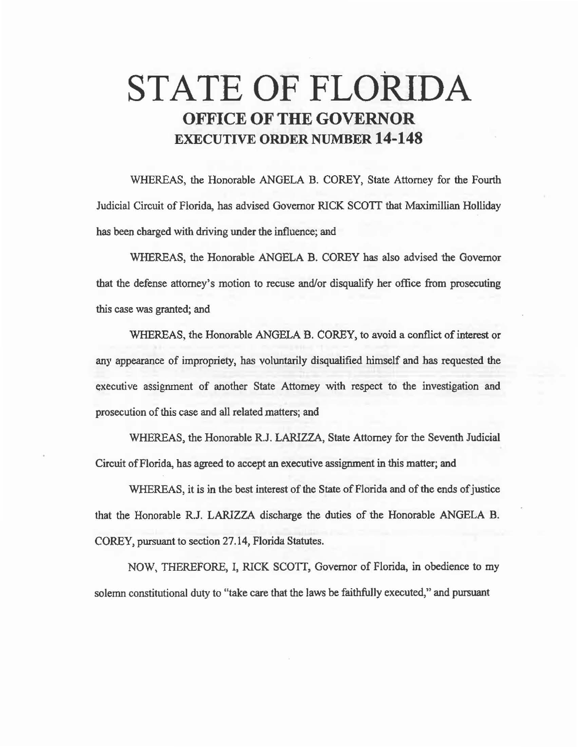# STATE OF FLORIDA
## OFFICE OF THE GOVERNOR
## EXECUTIVE ORDER NUMBER 14-148

WHEREAS, the Honorable ANGELA B. COREY, State Attorney for the Fourth Judicial Circuit of Florida, has advised Governor RICK SCOTT that Maximillian Holliday has been charged with driving under the influence; and

WHEREAS, the Honorable ANGELA B. COREY has also advised the Governor that the defense attorney's motion to recuse and/or disqualify her office from prosecuting this case was granted; and

WHEREAS, the Honorable ANGELA B. COREY, to avoid a conflict of interest or any appearance of impropriety, has voluntarily disqualified himself and has requested the executive assignment of another State Attorney with respect to the investigation and prosecution of this case and all related matters; and

WHEREAS, the Honorable R.J. LARIZZA, State Attorney for the Seventh Judicial Circuit of Florida, has agreed to accept an executive assignment in this matter; and

WHEREAS, it is in the best interest of the State of Florida and of the ends of justice that the Honorable R.J. LARIZZA discharge the duties of the Honorable ANGELA B. COREY, pursuant to section 27.14, Florida Statutes.

NOW, THEREFORE, I, RICK SCOTT, Governor of Florida, in obedience to my solemn constitutional duty to "take care that the laws be faithfully executed," and pursuant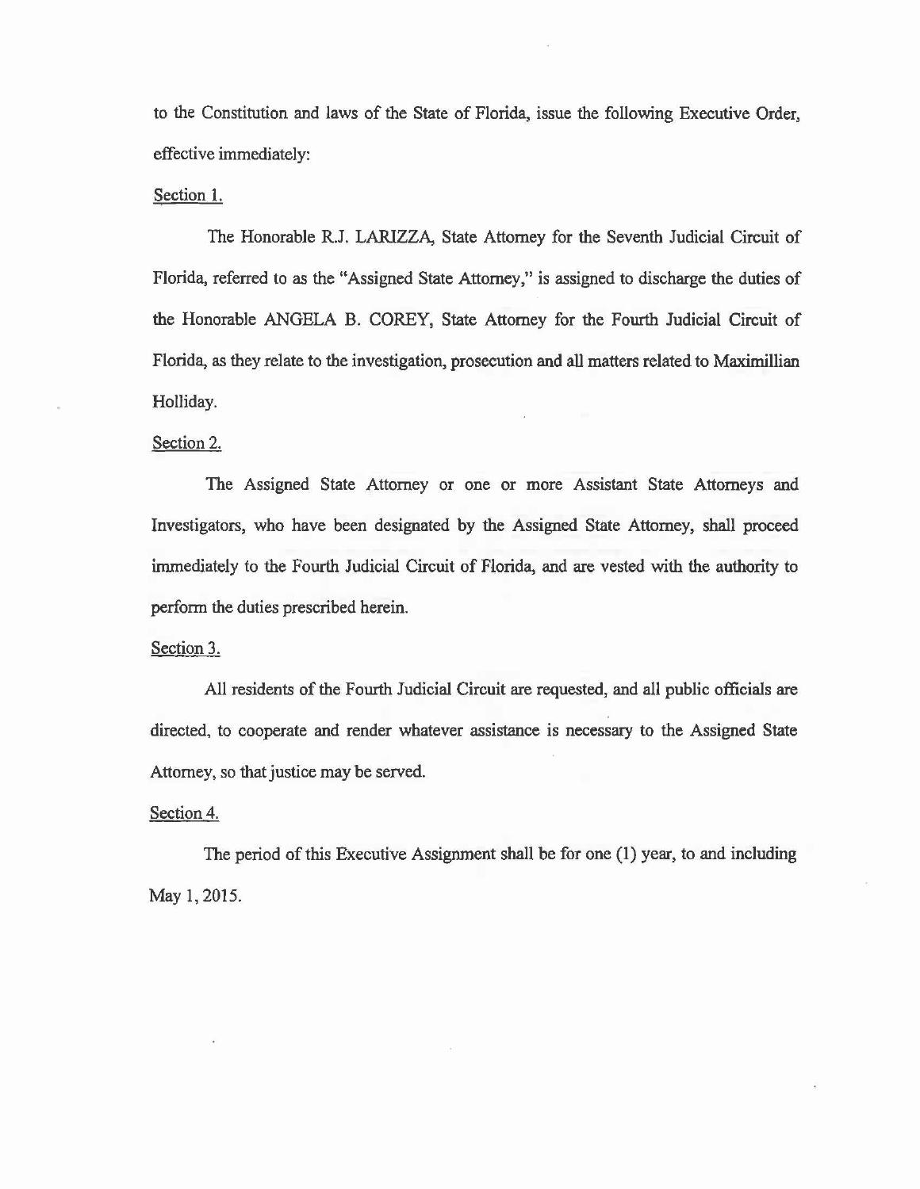to the Constitution and laws of the State of Florida, issue the following Executive Order, effective immediately:

Section 1.

The Honorable R.J. LARIZZA, State Attorney for the Seventh Judicial Circuit of Florida, referred to as the "Assigned State Attorney," is assigned to discharge the duties of the Honorable ANGELA B. COREY, State Attorney for the Fourth Judicial Circuit of Florida, as they relate to the investigation, prosecution and all matters related to Maximillian Holliday.

Section 2.

The Assigned State Attorney or one or more Assistant State Attorneys and Investigators, who have been designated by the Assigned State Attorney, shall proceed immediately to the Fourth Judicial Circuit of Florida, and are vested with the authority to perform the duties prescribed herein.

Section 3.

All residents of the Fourth Judicial Circuit are requested, and all public officials are directed, to cooperate and render whatever assistance is necessary to the Assigned State Attorney, so that justice may be served.

Section 4.

The period of this Executive Assignment shall be for one (1) year, to and including May 1, 2015.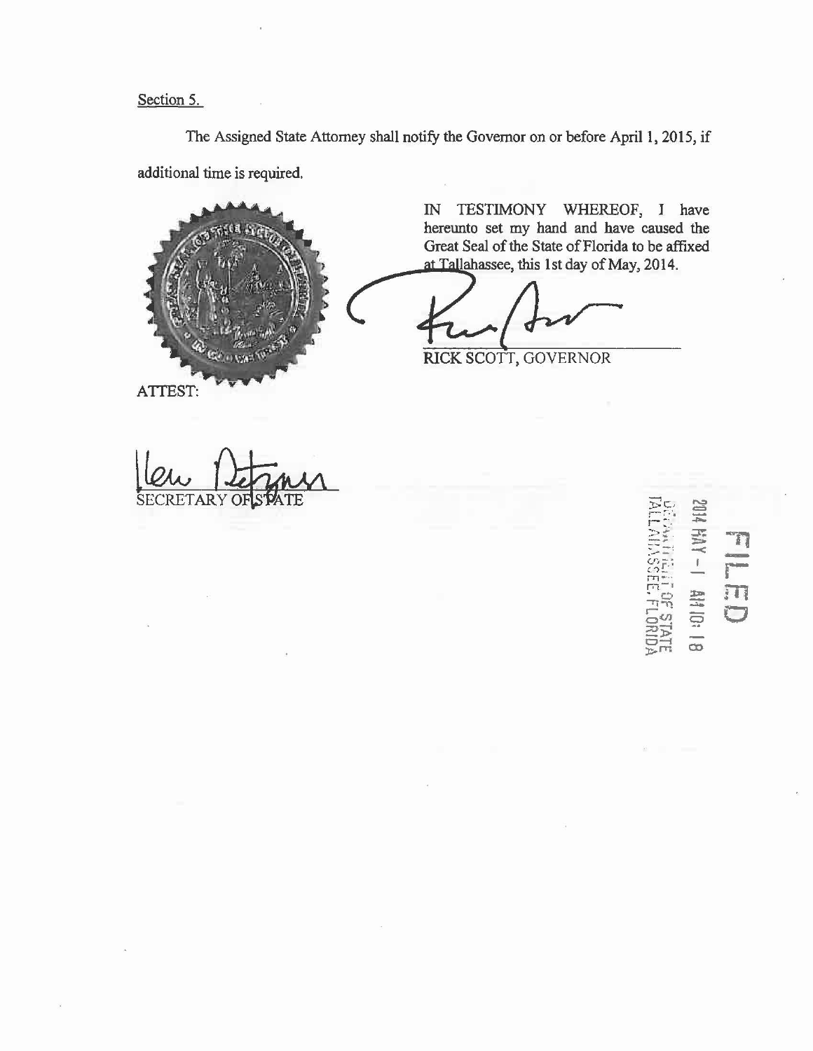Section 5.

The Assigned State Attorney shall notify the Governor on or before April 1, 2015, if additional time is required.

IN TESTIMONY WHEREOF, I have hereunto set my hand and have caused the Great Seal of the State of Florida to be affixed at Tallahassee, this 1st day of May, 2014.

RICK SCOTT, GOVERNOR

ATTEST:

SECRETARY OF STATE

FILED

2014 MAY -1 AM 10:18

DEPARTMENT OF STATE
TALLAHASSEE, FLORIDA